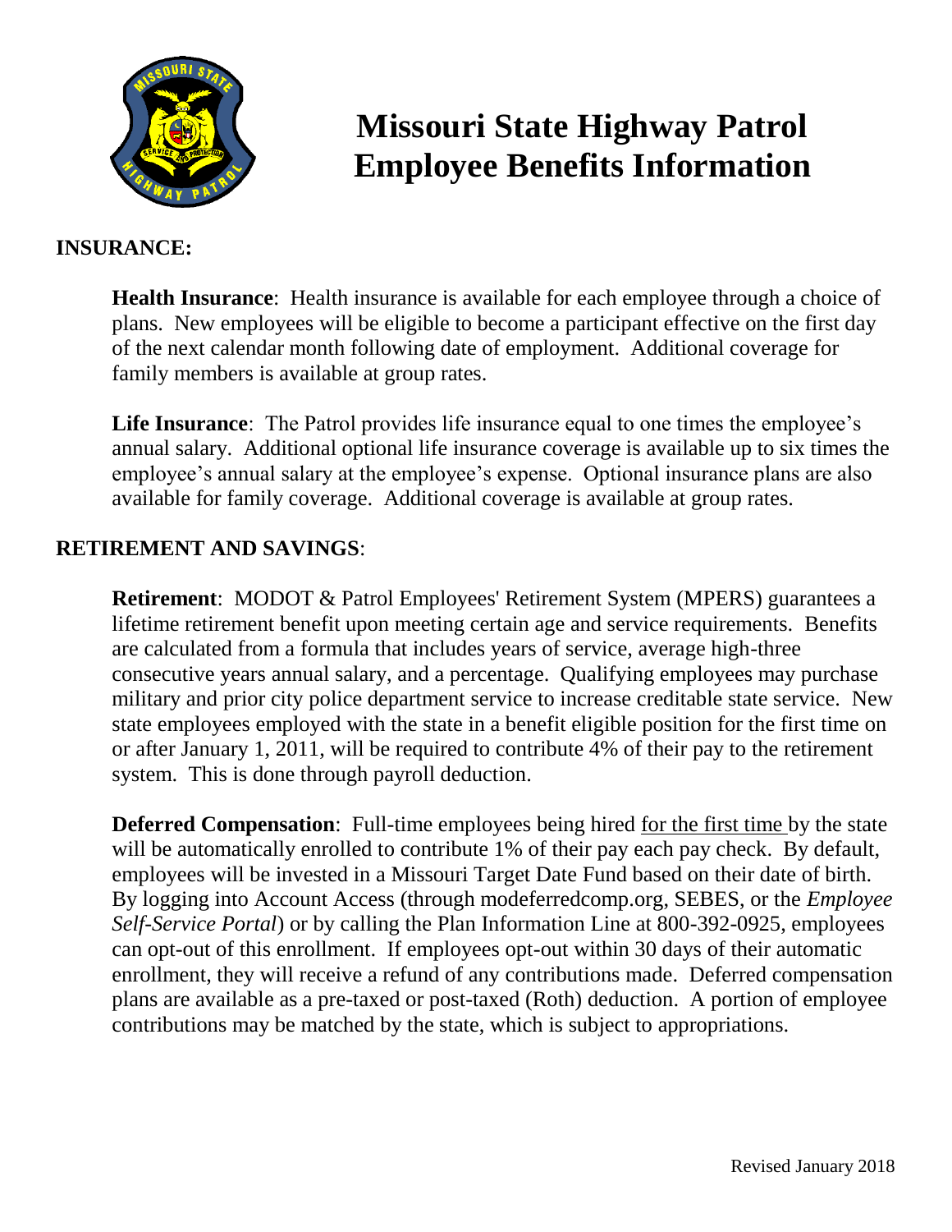# Missouri State Highway Patrol Employee Benefits Information

## INSURANCE:

**Health Insurance**: Health insurance is available for each employee through a choice of plans. New employees will be eligible to become a participant effective on the first day of the next calendar month following date of employment. Additional coverage for family members is available at group rates.

**Life Insurance**: The Patrol provides life insurance equal to one times the employee's annual salary. Additional optional life insurance coverage is available up to six times the employee's annual salary at the employee's expense. Optional insurance plans are also available for family coverage. Additional coverage is available at group rates.

## RETIREMENT AND SAVINGS:

**Retirement**: MODOT & Patrol Employees' Retirement System (MPERS) guarantees a lifetime retirement benefit upon meeting certain age and service requirements. Benefits are calculated from a formula that includes years of service, average high-three consecutive years annual salary, and a percentage. Qualifying employees may purchase military and prior city police department service to increase creditable state service. New state employees employed with the state in a benefit eligible position for the first time on or after January 1, 2011, will be required to contribute 4% of their pay to the retirement system. This is done through payroll deduction.

**Deferred Compensation**: Full-time employees being hired for the first time by the state will be automatically enrolled to contribute 1% of their pay each pay check. By default, employees will be invested in a Missouri Target Date Fund based on their date of birth. By logging into Account Access (through modeferredcomp.org, SEBES, or the *Employee Self-Service Portal*) or by calling the Plan Information Line at 800-392-0925, employees can opt-out of this enrollment. If employees opt-out within 30 days of their automatic enrollment, they will receive a refund of any contributions made. Deferred compensation plans are available as a pre-taxed or post-taxed (Roth) deduction. A portion of employee contributions may be matched by the state, which is subject to appropriations.

Revised January 2018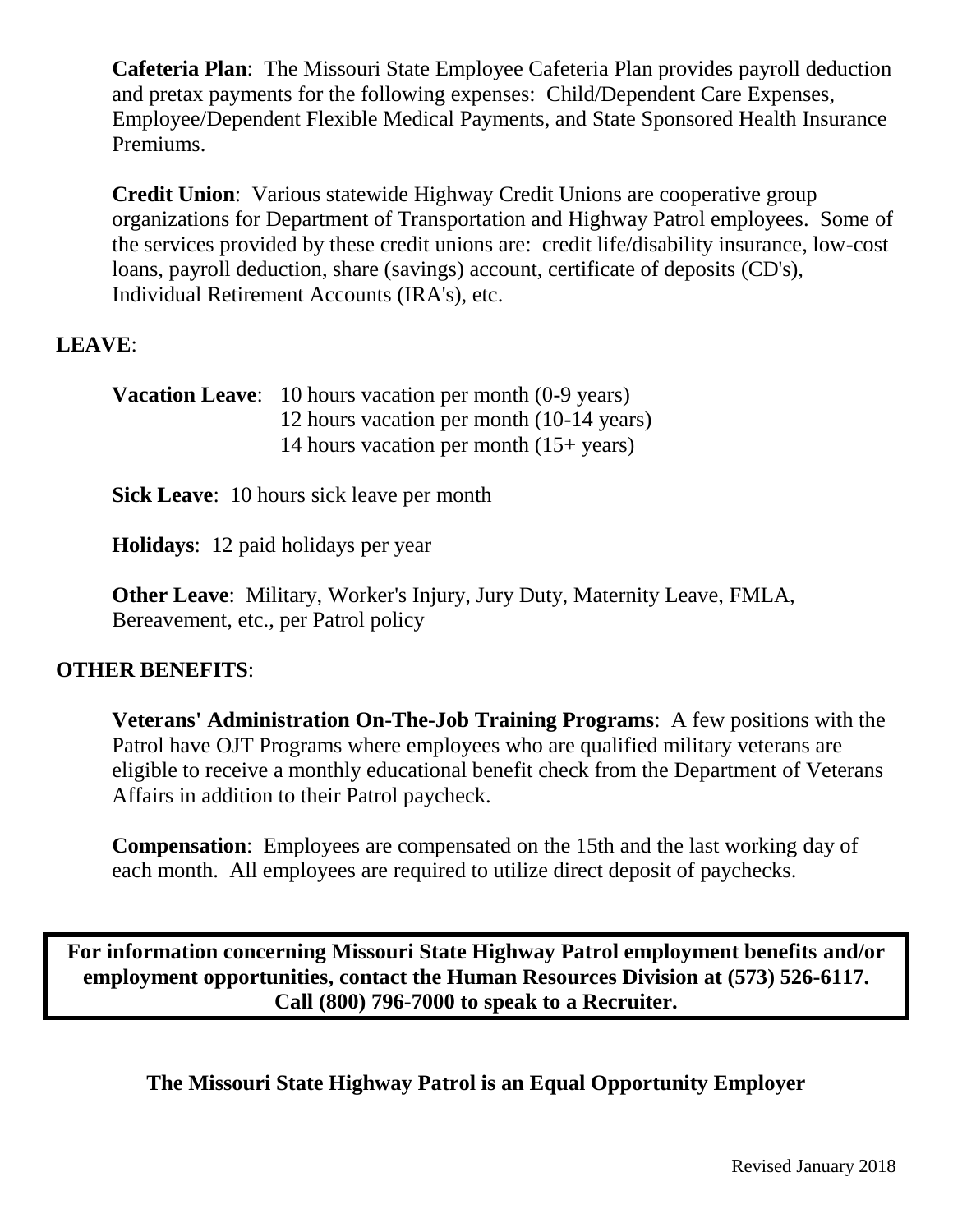**Cafeteria Plan**: The Missouri State Employee Cafeteria Plan provides payroll deduction and pretax payments for the following expenses: Child/Dependent Care Expenses, Employee/Dependent Flexible Medical Payments, and State Sponsored Health Insurance Premiums.

**Credit Union**: Various statewide Highway Credit Unions are cooperative group organizations for Department of Transportation and Highway Patrol employees. Some of the services provided by these credit unions are: credit life/disability insurance, low-cost loans, payroll deduction, share (savings) account, certificate of deposits (CD's), Individual Retirement Accounts (IRA's), etc.

## LEAVE:

**Vacation Leave**: 10 hours vacation per month (0-9 years)
12 hours vacation per month (10-14 years)
14 hours vacation per month (15+ years)

**Sick Leave**: 10 hours sick leave per month

**Holidays**: 12 paid holidays per year

**Other Leave**: Military, Worker's Injury, Jury Duty, Maternity Leave, FMLA, Bereavement, etc., per Patrol policy

## OTHER BENEFITS:

**Veterans' Administration On-The-Job Training Programs**: A few positions with the Patrol have OJT Programs where employees who are qualified military veterans are eligible to receive a monthly educational benefit check from the Department of Veterans Affairs in addition to their Patrol paycheck.

**Compensation**: Employees are compensated on the 15th and the last working day of each month. All employees are required to utilize direct deposit of paychecks.

**For information concerning Missouri State Highway Patrol employment benefits and/or employment opportunities, contact the Human Resources Division at (573) 526-6117. Call (800) 796-7000 to speak to a Recruiter.**

**The Missouri State Highway Patrol is an Equal Opportunity Employer**

Revised January 2018